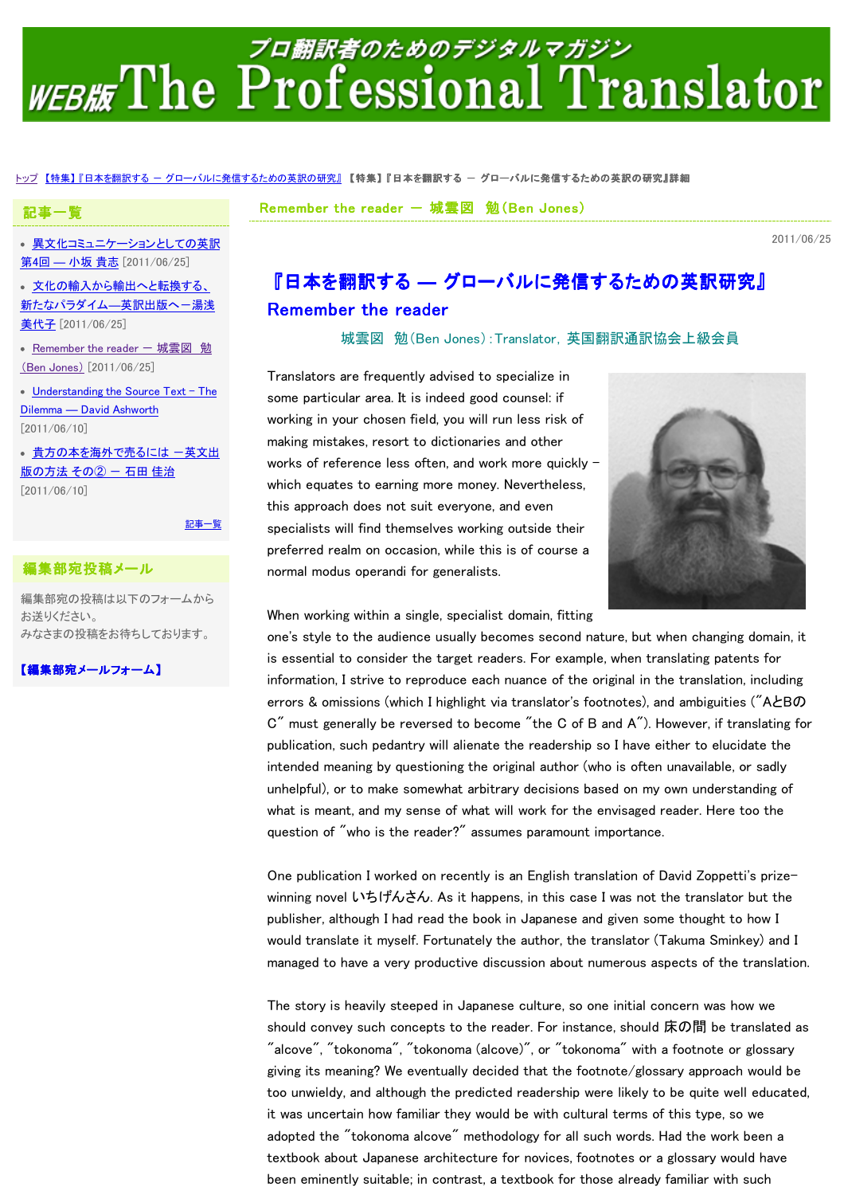# WEB版 The Professional Translator

プロ翻訳者のためのデジタルマガジン

トップ 【特集】『日本を翻訳する ― グローバルに発信するための英訳の研究』 【特集】『日本を翻訳する ― グローバルに発信するための英訳の研究』詳細

## 記事一覧

- 異文化コミュニケーションとしての英訳 第4回 ― 小坂 貴志 [2011/06/25]
- 文化の輸入から輸出へと転換する、新たなパラダイム―英訳出版へ―湯浅 美代子 [2011/06/25]
- Remember the reader ― 城雲図 勉 (Ben Jones) [2011/06/25]
- Understanding the Source Text – The Dilemma ― David Ashworth [2011/06/10]
- 貴方の本を海外で売るには ―英文出版の方法 その② ― 石田 佳治 [2011/06/10]

記事一覧

## 編集部宛投稿メール

編集部宛の投稿は以下のフォームからお送りください。
みなさまの投稿をお待ちしております。

【編集部宛メールフォーム】

Remember the reader ― 城雲図 勉 (Ben Jones)

2011/06/25

# 『日本を翻訳する ― グローバルに発信するための英訳研究』

## Remember the reader

城雲図 勉 (Ben Jones) : Translator, 英国翻訳通訳協会上級会員

Translators are frequently advised to specialize in some particular area. It is indeed good counsel: if working in your chosen field, you will run less risk of making mistakes, resort to dictionaries and other works of reference less often, and work more quickly – which equates to earning more money. Nevertheless, this approach does not suit everyone, and even specialists will find themselves working outside their preferred realm on occasion, while this is of course a normal modus operandi for generalists.

When working within a single, specialist domain, fitting one's style to the audience usually becomes second nature, but when changing domain, it is essential to consider the target readers. For example, when translating patents for information, I strive to reproduce each nuance of the original in the translation, including errors & omissions (which I highlight via translator's footnotes), and ambiguities ("AとBのC" must generally be reversed to become "the C of B and A"). However, if translating for publication, such pedantry will alienate the readership so I have either to elucidate the intended meaning by questioning the original author (who is often unavailable, or sadly unhelpful), or to make somewhat arbitrary decisions based on my own understanding of what is meant, and my sense of what will work for the envisaged reader. Here too the question of "who is the reader?" assumes paramount importance.

One publication I worked on recently is an English translation of David Zoppetti's prize-winning novel いちげんさん. As it happens, in this case I was not the translator but the publisher, although I had read the book in Japanese and given some thought to how I would translate it myself. Fortunately the author, the translator (Takuma Sminkey) and I managed to have a very productive discussion about numerous aspects of the translation.

The story is heavily steeped in Japanese culture, so one initial concern was how we should convey such concepts to the reader. For instance, should 床の間 be translated as "alcove", "tokonoma", "tokonoma (alcove)", or "tokonoma" with a footnote or glossary giving its meaning? We eventually decided that the footnote/glossary approach would be too unwieldy, and although the predicted readership were likely to be quite well educated, it was uncertain how familiar they would be with cultural terms of this type, so we adopted the "tokonoma alcove" methodology for all such words. Had the work been a textbook about Japanese architecture for novices, footnotes or a glossary would have been eminently suitable; in contrast, a textbook for those already familiar with such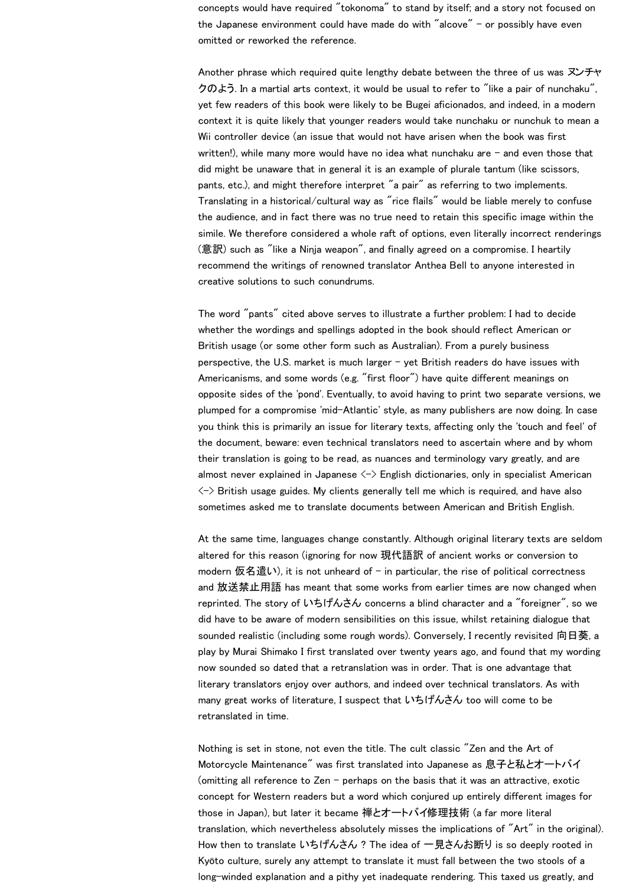concepts would have required "tokonoma" to stand by itself; and a story not focused on the Japanese environment could have made do with "alcove" – or possibly have even omitted or reworked the reference.

Another phrase which required quite lengthy debate between the three of us was ヌンチャクのよう. In a martial arts context, it would be usual to refer to "like a pair of nunchaku", yet few readers of this book were likely to be Bugei aficionados, and indeed, in a modern context it is quite likely that younger readers would take nunchaku or nunchuk to mean a Wii controller device (an issue that would not have arisen when the book was first written!), while many more would have no idea what nunchaku are – and even those that did might be unaware that in general it is an example of plurale tantum (like scissors, pants, etc.), and might therefore interpret "a pair" as referring to two implements. Translating in a historical/cultural way as "rice flails" would be liable merely to confuse the audience, and in fact there was no true need to retain this specific image within the simile. We therefore considered a whole raft of options, even literally incorrect renderings (意訳) such as "like a Ninja weapon", and finally agreed on a compromise. I heartily recommend the writings of renowned translator Anthea Bell to anyone interested in creative solutions to such conundrums.

The word "pants" cited above serves to illustrate a further problem: I had to decide whether the wordings and spellings adopted in the book should reflect American or British usage (or some other form such as Australian). From a purely business perspective, the U.S. market is much larger – yet British readers do have issues with Americanisms, and some words (e.g. "first floor") have quite different meanings on opposite sides of the 'pond'. Eventually, to avoid having to print two separate versions, we plumped for a compromise 'mid-Atlantic' style, as many publishers are now doing. In case you think this is primarily an issue for literary texts, affecting only the 'touch and feel' of the document, beware: even technical translators need to ascertain where and by whom their translation is going to be read, as nuances and terminology vary greatly, and are almost never explained in Japanese <-> English dictionaries, only in specialist American <-> British usage guides. My clients generally tell me which is required, and have also sometimes asked me to translate documents between American and British English.

At the same time, languages change constantly. Although original literary texts are seldom altered for this reason (ignoring for now 現代語訳 of ancient works or conversion to modern 仮名遣い), it is not unheard of – in particular, the rise of political correctness and 放送禁止用語 has meant that some works from earlier times are now changed when reprinted. The story of いちげんさん concerns a blind character and a "foreigner", so we did have to be aware of modern sensibilities on this issue, whilst retaining dialogue that sounded realistic (including some rough words). Conversely, I recently revisited 向日葵, a play by Murai Shimako I first translated over twenty years ago, and found that my wording now sounded so dated that a retranslation was in order. That is one advantage that literary translators enjoy over authors, and indeed over technical translators. As with many great works of literature, I suspect that いちげんさん too will come to be retranslated in time.

Nothing is set in stone, not even the title. The cult classic "Zen and the Art of Motorcycle Maintenance" was first translated into Japanese as 息子と私とオートバイ (omitting all reference to Zen – perhaps on the basis that it was an attractive, exotic concept for Western readers but a word which conjured up entirely different images for those in Japan), but later it became 禅とオートバイ修理技術 (a far more literal translation, which nevertheless absolutely misses the implications of "Art" in the original). How then to translate いちげんさん ? The idea of 一見さんお断り is so deeply rooted in Kyōto culture, surely any attempt to translate it must fall between the two stools of a long-winded explanation and a pithy yet inadequate rendering. This taxed us greatly, and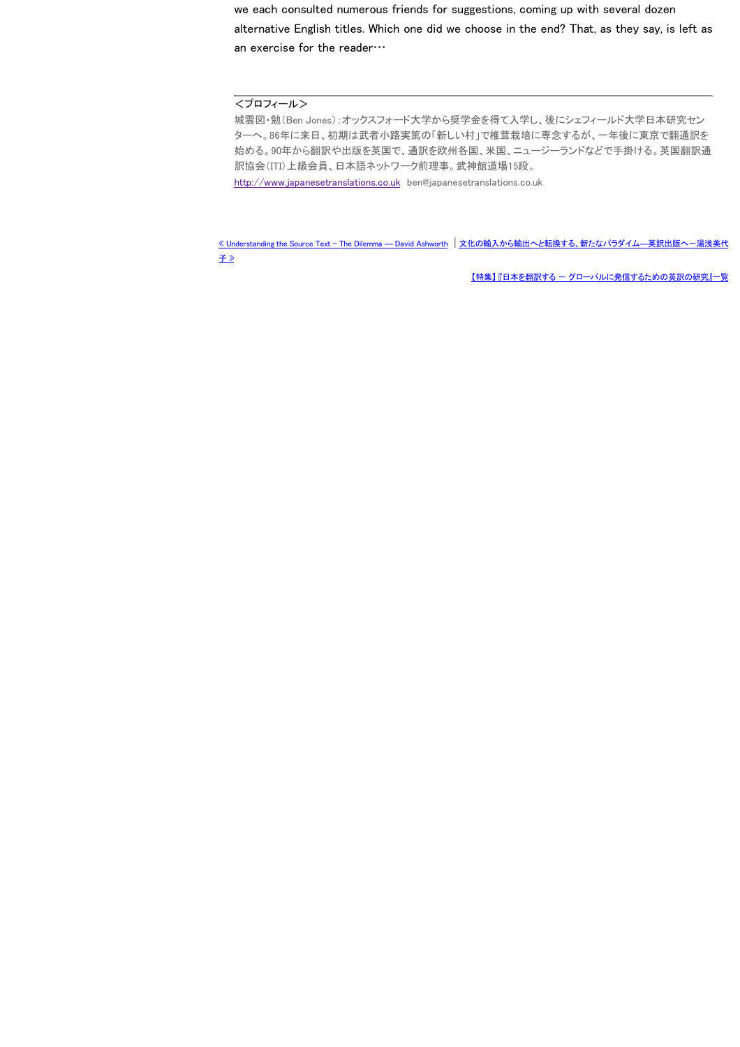we each consulted numerous friends for suggestions, coming up with several dozen alternative English titles. Which one did we choose in the end? That, as they say, is left as an exercise for the reader…

---

＜プロフィール＞

城雲図・勉（Ben Jones）：オックスフォード大学から奨学金を得て入学し、後にシェフィールド大学日本研究センターへ。86年に来日、初期は武者小路実篤の「新しい村」で椎茸栽培に専念するが、一年後に東京で翻通訳を始める。90年から翻訳や出版を英国で、通訳を欧州各国、米国、ニュージーランドなどで手掛ける。英国翻訳通訳協会（ITI）上級会員、日本語ネットワーク前理事。武神館道場15段。

http://www.japanesetranslations.co.uk　ben@japanesetranslations.co.uk

≪ Understanding the Source Text – The Dilemma — David Ashworth ｜ 文化の輸入から輸出へと転換する、新たなパラダイム—英訳出版へ－湯浅美代子 ≫

【特集】『日本を翻訳する — グローバルに発信するための英訳の研究』一覧